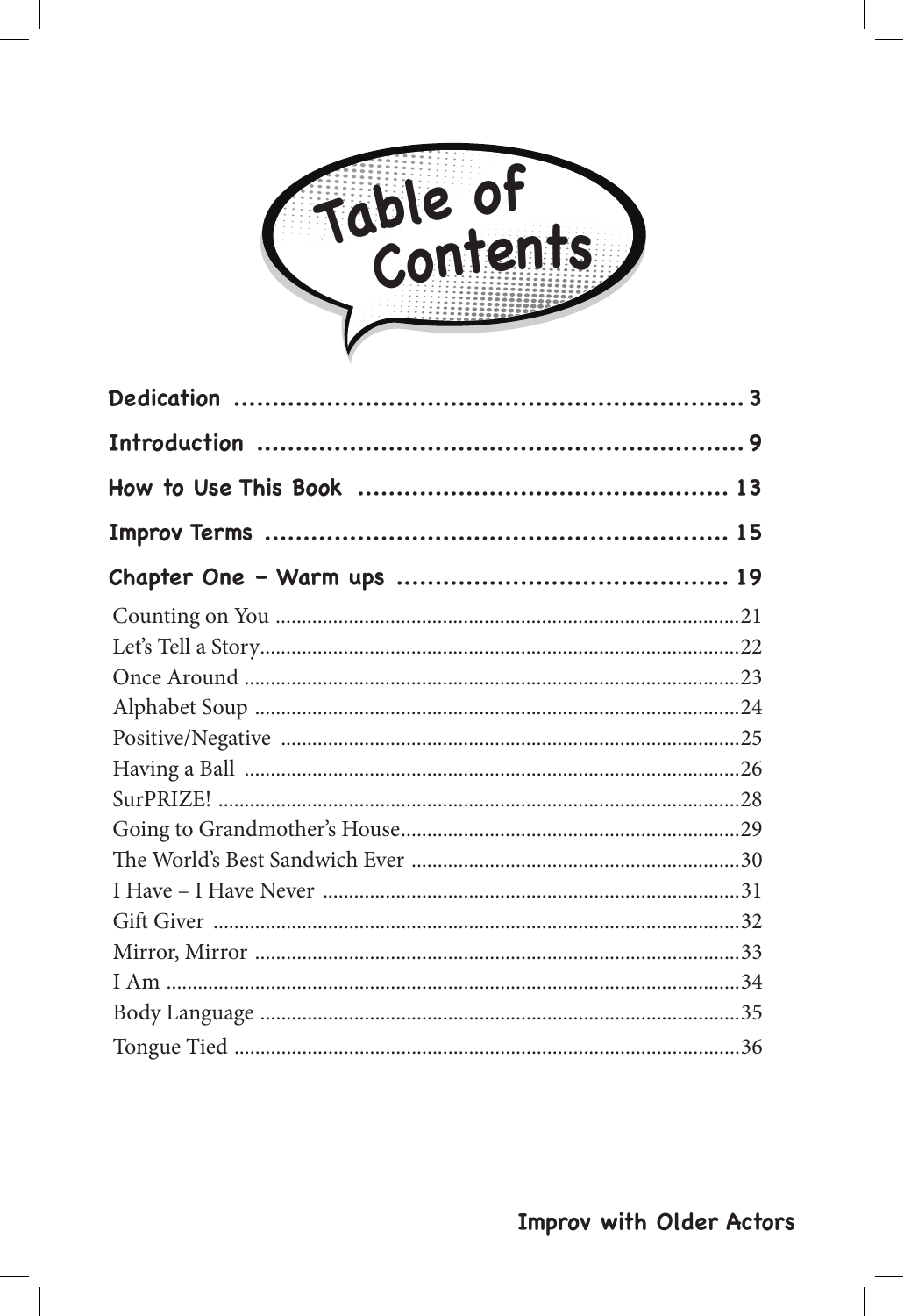# Table of Contents

**Dedication** ........................................................ 3

**Introduction** ........................................................ 9

**How to Use This Book** ........................................................ 13

**Improv Terms** ........................................................ 15

**Chapter One – Warm ups** ........................................................ 19

Counting on You ........................................................ 21
Let's Tell a Story ........................................................ 22
Once Around ........................................................ 23
Alphabet Soup ........................................................ 24
Positive/Negative ........................................................ 25
Having a Ball ........................................................ 26
SurPRIZE! ........................................................ 28
Going to Grandmother's House ........................................................ 29
The World's Best Sandwich Ever ........................................................ 30
I Have – I Have Never ........................................................ 31
Gift Giver ........................................................ 32
Mirror, Mirror ........................................................ 33
I Am ........................................................ 34
Body Language ........................................................ 35
Tongue Tied ........................................................ 36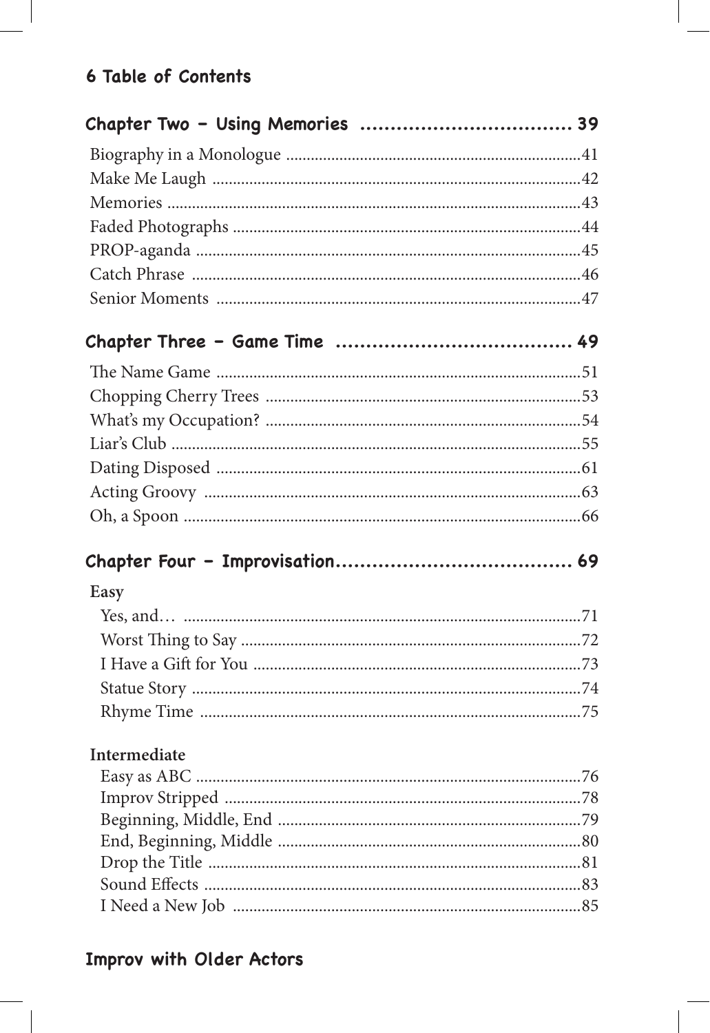## Chapter Two – Using Memories ................................ 39

- Biography in a Monologue ........................................41
- Make Me Laugh ........................................42
- Memories ........................................43
- Faded Photographs ........................................44
- PROP-aganda ........................................45
- Catch Phrase ........................................46
- Senior Moments ........................................47

## Chapter Three – Game Time ................................ 49

- The Name Game ........................................51
- Chopping Cherry Trees ........................................53
- What's my Occupation? ........................................54
- Liar's Club ........................................55
- Dating Disposed ........................................61
- Acting Groovy ........................................63
- Oh, a Spoon ........................................66

## Chapter Four – Improvisation................................ 69

**Easy**

- Yes, and… ........................................71
- Worst Thing to Say ........................................72
- I Have a Gift for You ........................................73
- Statue Story ........................................74
- Rhyme Time ........................................75

**Intermediate**

- Easy as ABC ........................................76
- Improv Stripped ........................................78
- Beginning, Middle, End ........................................79
- End, Beginning, Middle ........................................80
- Drop the Title ........................................81
- Sound Effects ........................................83
- I Need a New Job ........................................85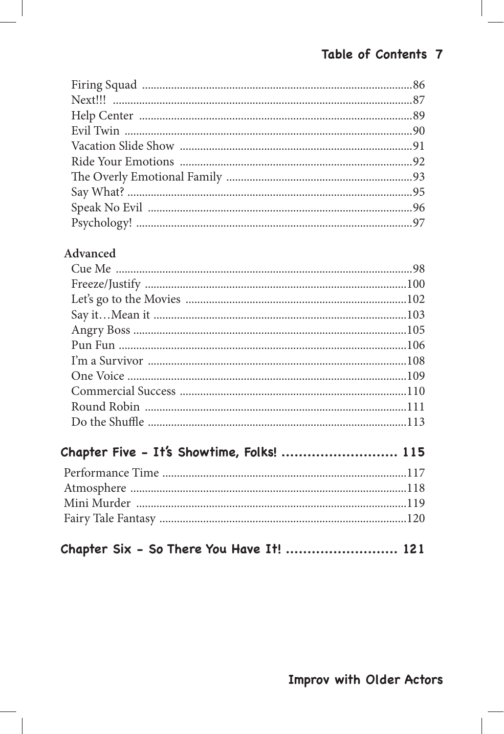Firing Squad ....................................................................................86
Next!!! ............................................................................................87
Help Center ....................................................................................89
Evil Twin ........................................................................................90
Vacation Slide Show .....................................................................91
Ride Your Emotions ......................................................................92
The Overly Emotional Family .......................................................93
Say What? .......................................................................................95
Speak No Evil .................................................................................96
Psychology! ....................................................................................97

### Advanced

Cue Me ...........................................................................................98
Freeze/Justify ...............................................................................100
Let's go to the Movies ..................................................................102
Say it…Mean it .............................................................................103
Angry Boss ....................................................................................105
Pun Fun ........................................................................................106
I'm a Survivor ...............................................................................108
One Voice .....................................................................................109
Commercial Success ....................................................................110
Round Robin ................................................................................111
Do the Shuffle ...............................................................................113

## Chapter Five - It's Showtime, Folks! .......................... 115

Performance Time .........................................................................117
Atmosphere ...................................................................................118
Mini Murder ..................................................................................119
Fairy Tale Fantasy .........................................................................120

## Chapter Six - So There You Have It! ......................... 121